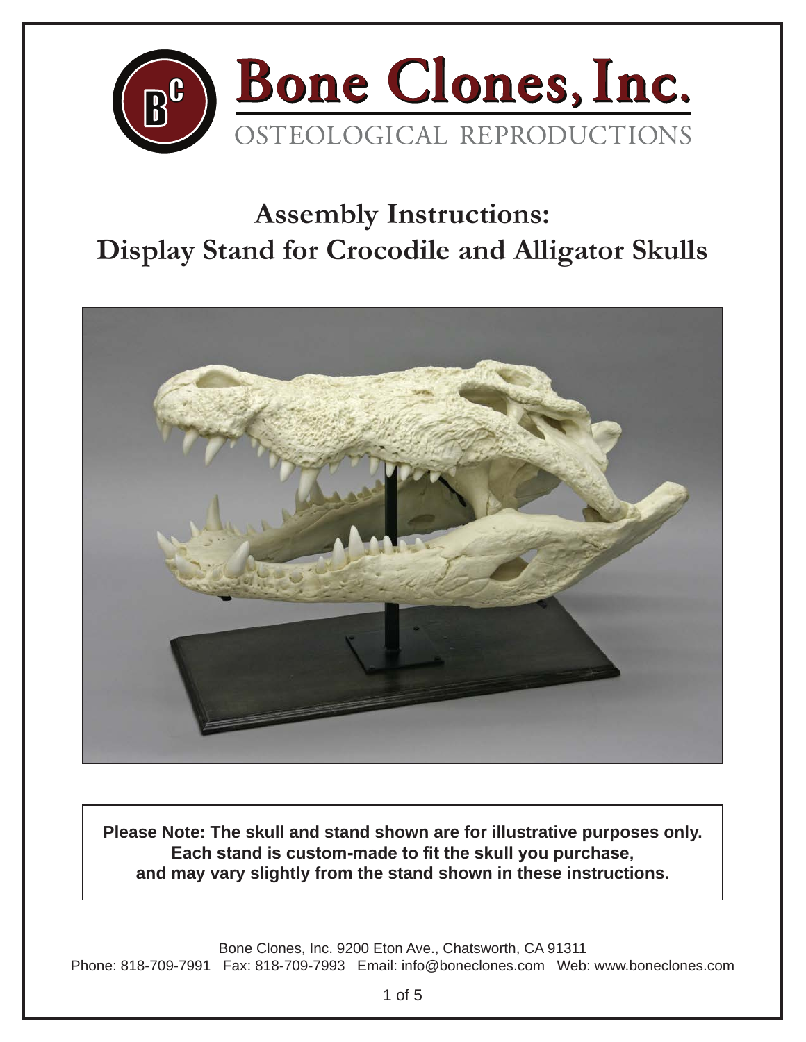# Bone Clones, Inc.

OSTEOLOGICAL REPRODUCTIONS

## Assembly Instructions:
## Display Stand for Crocodile and Alligator Skulls

**Please Note: The skull and stand shown are for illustrative purposes only. Each stand is custom-made to fit the skull you purchase, and may vary slightly from the stand shown in these instructions.**

Bone Clones, Inc. 9200 Eton Ave., Chatsworth, CA 91311
Phone: 818-709-7991 Fax: 818-709-7993 Email: info@boneclones.com Web: www.boneclones.com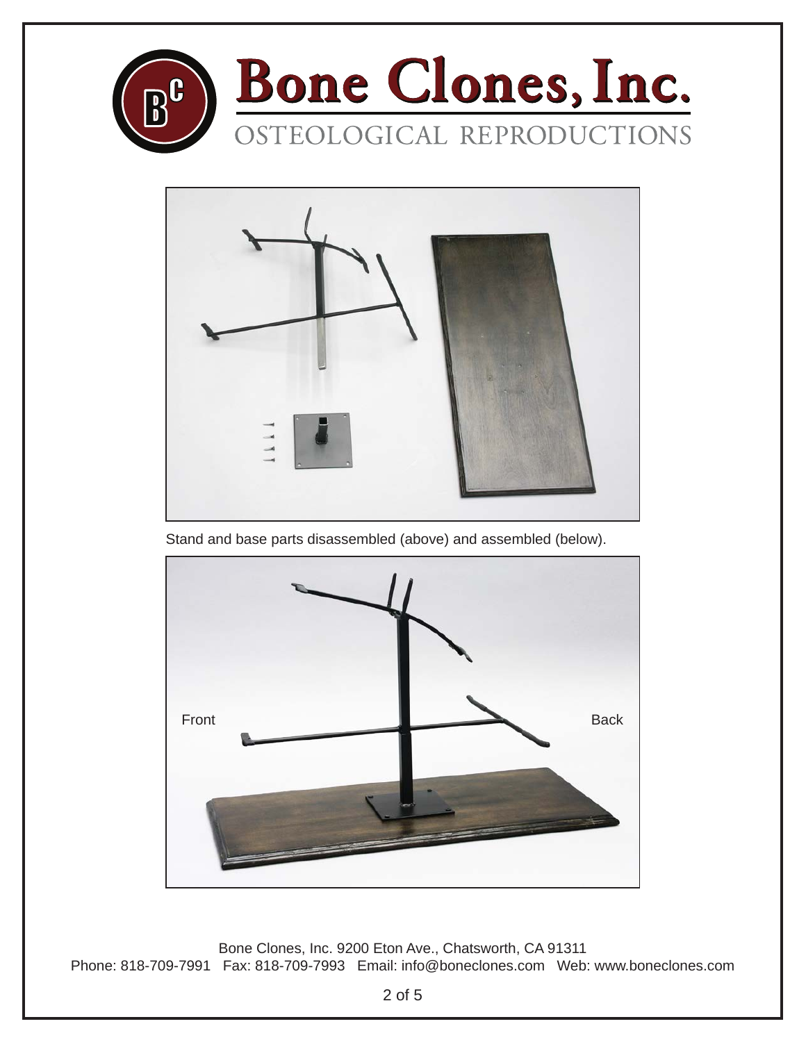# Bone Clones, Inc.

OSTEOLOGICAL REPRODUCTIONS

Stand and base parts disassembled (above) and assembled (below).

Front

Back

Bone Clones, Inc. 9200 Eton Ave., Chatsworth, CA 91311
Phone: 818-709-7991 Fax: 818-709-7993 Email: info@boneclones.com Web: www.boneclones.com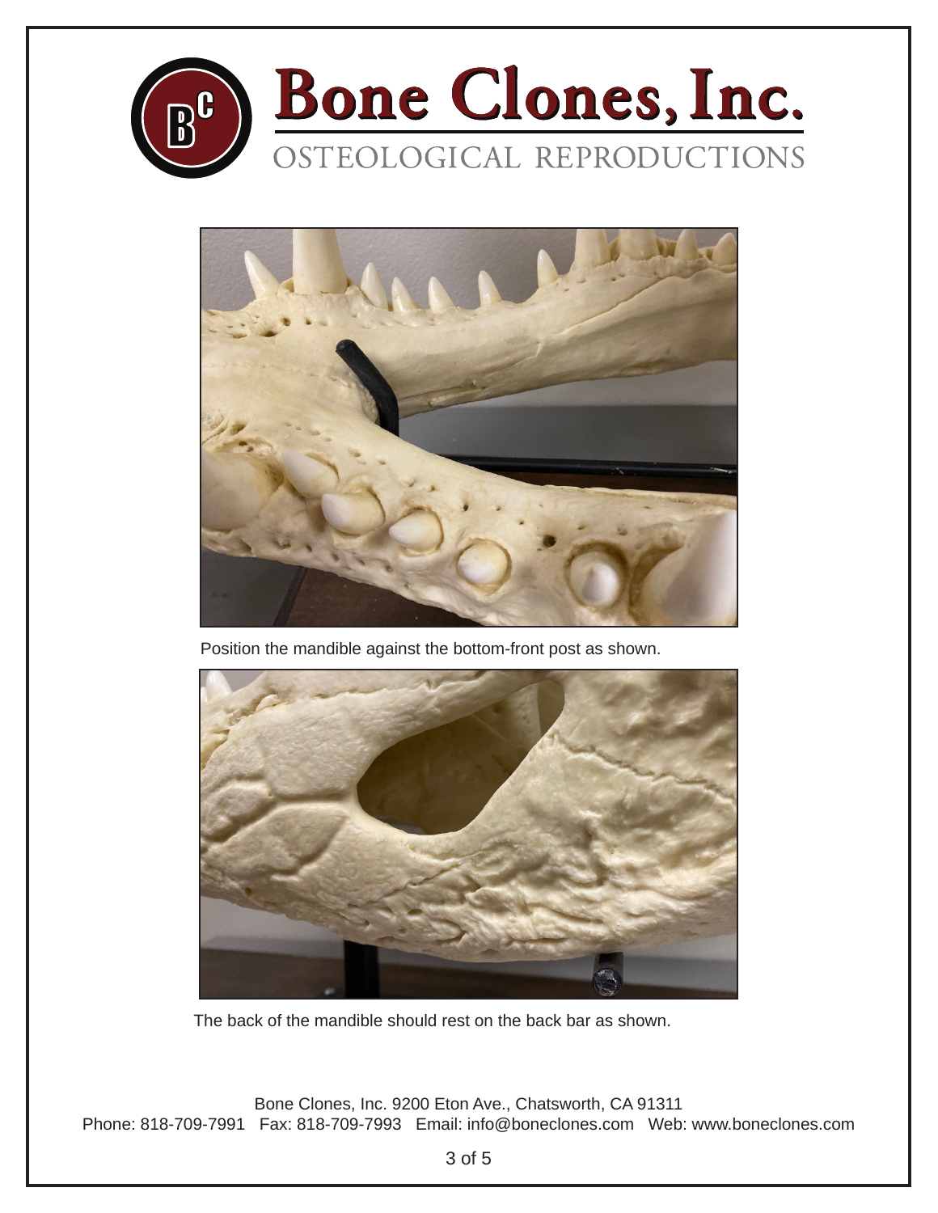Position the mandible against the bottom-front post as shown.

The back of the mandible should rest on the back bar as shown.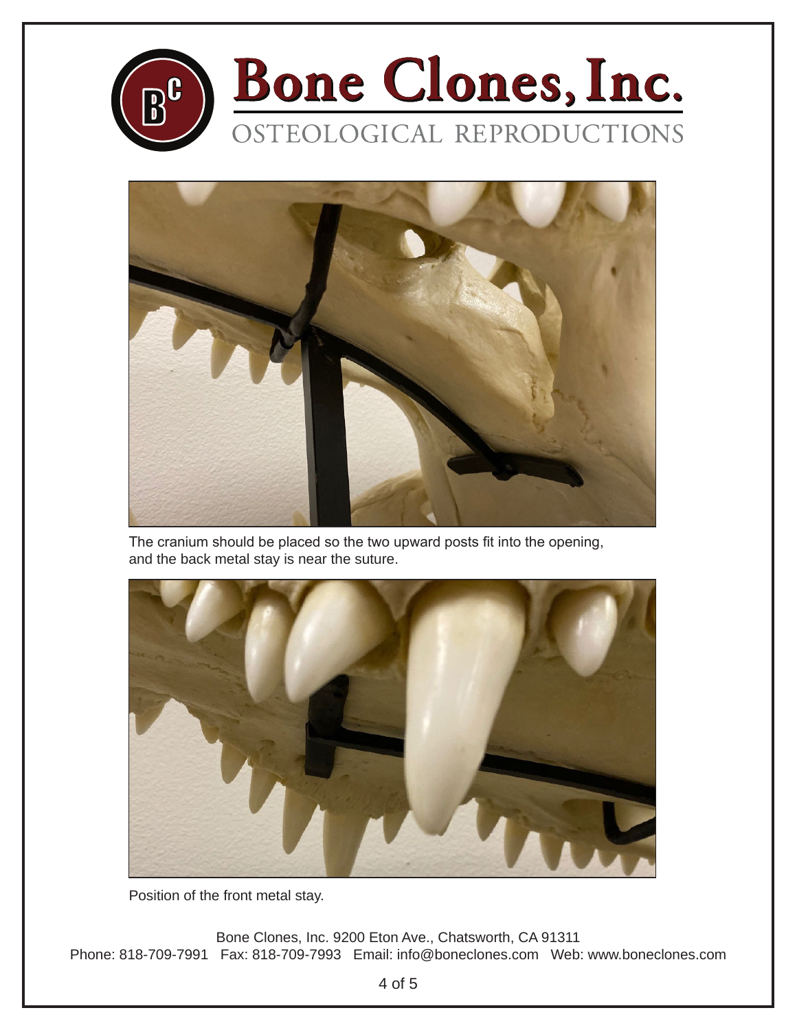The cranium should be placed so the two upward posts fit into the opening, and the back metal stay is near the suture.

Position of the front metal stay.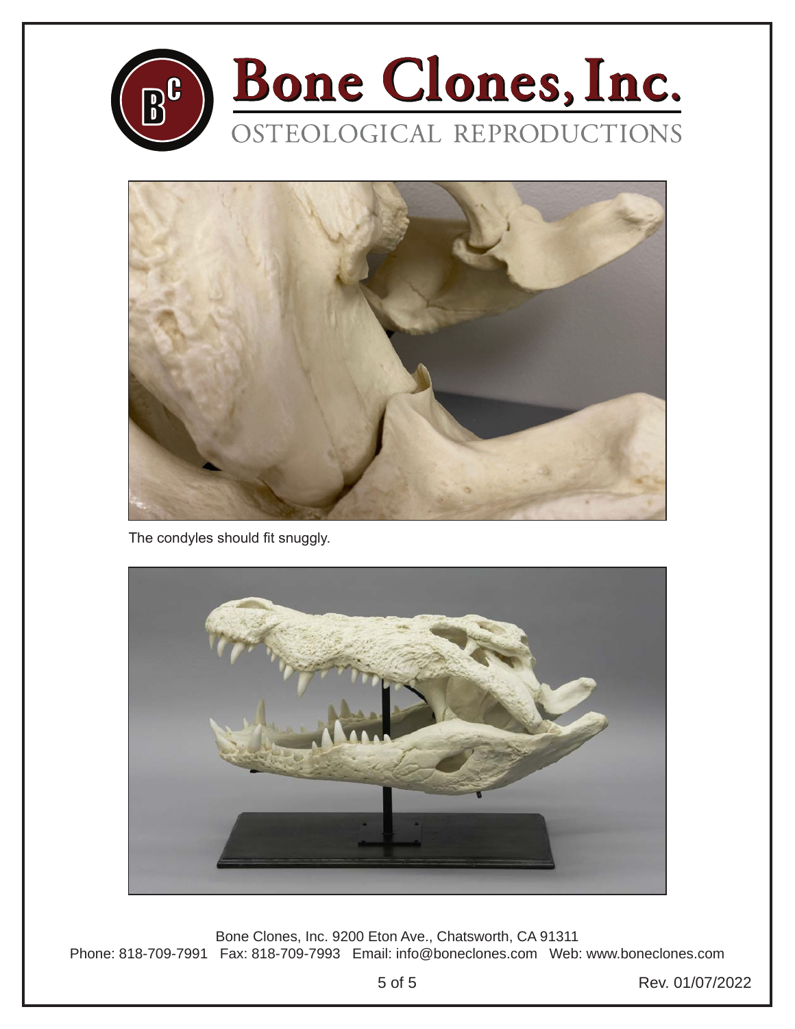The condyles should fit snuggly.

Bone Clones, Inc. 9200 Eton Ave., Chatsworth, CA 91311
Phone: 818-709-7991 Fax: 818-709-7993 Email: info@boneclones.com Web: www.boneclones.com

Rev. 01/07/2022